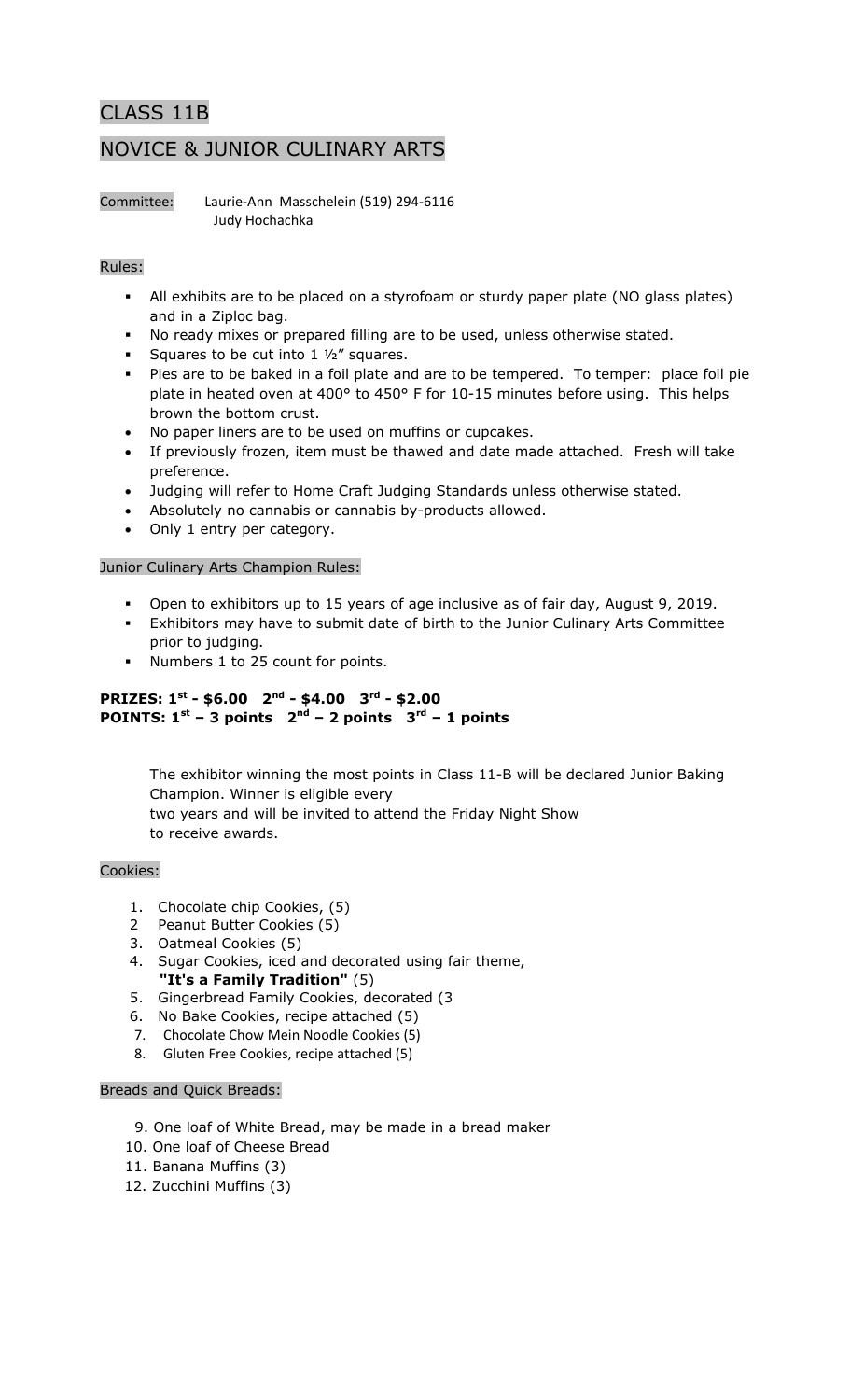# CLASS 11B

# NOVICE & JUNIOR CULINARY ARTS

Committee: Laurie-Ann Masschelein (519) 294-6116
Judy Hochachka

## Rules:

- All exhibits are to be placed on a styrofoam or sturdy paper plate (NO glass plates) and in a Ziploc bag.
- No ready mixes or prepared filling are to be used, unless otherwise stated.
- Squares to be cut into 1 ½" squares.
- Pies are to be baked in a foil plate and are to be tempered. To temper: place foil pie plate in heated oven at 400° to 450° F for 10-15 minutes before using. This helps brown the bottom crust.
- No paper liners are to be used on muffins or cupcakes.
- If previously frozen, item must be thawed and date made attached. Fresh will take preference.
- Judging will refer to Home Craft Judging Standards unless otherwise stated.
- Absolutely no cannabis or cannabis by-products allowed.
- Only 1 entry per category.

## Junior Culinary Arts Champion Rules:

- Open to exhibitors up to 15 years of age inclusive as of fair day, August 9, 2019.
- Exhibitors may have to submit date of birth to the Junior Culinary Arts Committee prior to judging.
- Numbers 1 to 25 count for points.

**PRIZES: 1st - $6.00 2nd - $4.00 3rd - $2.00**
**POINTS: 1st – 3 points 2nd – 2 points 3rd – 1 points**

The exhibitor winning the most points in Class 11-B will be declared Junior Baking Champion. Winner is eligible every two years and will be invited to attend the Friday Night Show to receive awards.

## Cookies:

1. Chocolate chip Cookies, (5)
2. Peanut Butter Cookies (5)
3. Oatmeal Cookies (5)
4. Sugar Cookies, iced and decorated using fair theme, **"It's a Family Tradition"** (5)
5. Gingerbread Family Cookies, decorated (3
6. No Bake Cookies, recipe attached (5)
7. Chocolate Chow Mein Noodle Cookies (5)
8. Gluten Free Cookies, recipe attached (5)

## Breads and Quick Breads:

9. One loaf of White Bread, may be made in a bread maker
10. One loaf of Cheese Bread
11. Banana Muffins (3)
12. Zucchini Muffins (3)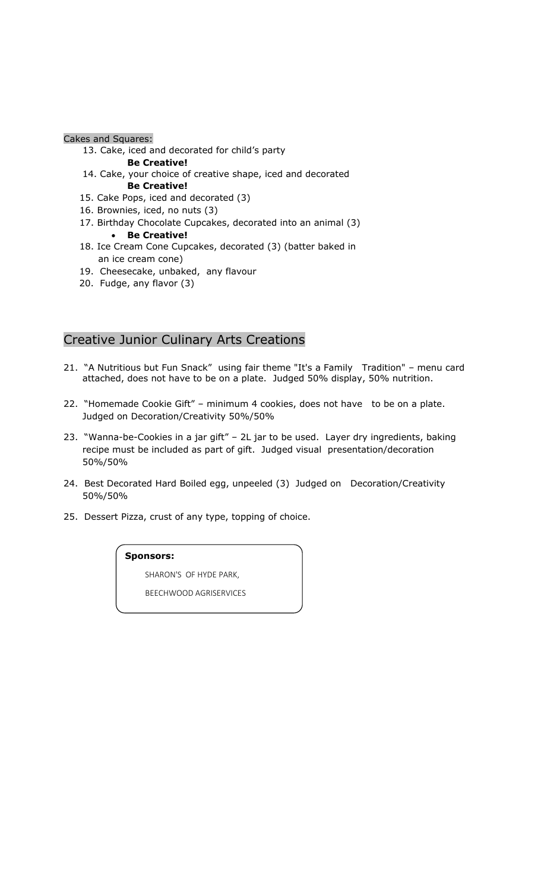Cakes and Squares:

13. Cake, iced and decorated for child's party
    **Be Creative!**
14. Cake, your choice of creative shape, iced and decorated
    **Be Creative!**
15. Cake Pops, iced and decorated (3)
16. Brownies, iced, no nuts (3)
17. Birthday Chocolate Cupcakes, decorated into an animal (3)
    - **Be Creative!**
18. Ice Cream Cone Cupcakes, decorated (3) (batter baked in an ice cream cone)
19. Cheesecake, unbaked, any flavour
20. Fudge, any flavor (3)

## Creative Junior Culinary Arts Creations

21. "A Nutritious but Fun Snack" using fair theme "It's a Family Tradition" – menu card attached, does not have to be on a plate. Judged 50% display, 50% nutrition.

22. "Homemade Cookie Gift" – minimum 4 cookies, does not have to be on a plate. Judged on Decoration/Creativity 50%/50%

23. "Wanna-be-Cookies in a jar gift" – 2L jar to be used. Layer dry ingredients, baking recipe must be included as part of gift. Judged visual presentation/decoration 50%/50%

24. Best Decorated Hard Boiled egg, unpeeled (3) Judged on Decoration/Creativity 50%/50%

25. Dessert Pizza, crust of any type, topping of choice.

**Sponsors:**

SHARON'S OF HYDE PARK,

BEECHWOOD AGRISERVICES